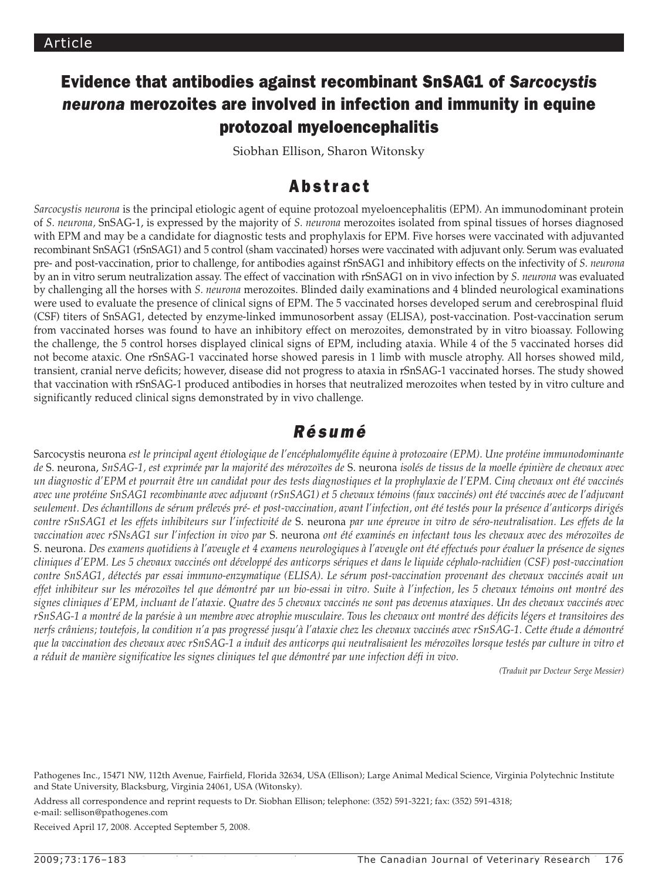Article

# Evidence that antibodies against recombinant SnSAG1 of *Sarcocystis neurona* merozoites are involved in infection and immunity in equine protozoal myeloencephalitis

Siobhan Ellison, Sharon Witonsky

## Abstract

*Sarcocystis neurona* is the principal etiologic agent of equine protozoal myeloencephalitis (EPM). An immunodominant protein of *S. neurona,* SnSAG-1, is expressed by the majority of *S. neurona* merozoites isolated from spinal tissues of horses diagnosed with EPM and may be a candidate for diagnostic tests and prophylaxis for EPM. Five horses were vaccinated with adjuvanted recombinant SnSAG1 (rSnSAG1) and 5 control (sham vaccinated) horses were vaccinated with adjuvant only. Serum was evaluated pre- and post-vaccination, prior to challenge, for antibodies against rSnSAG1 and inhibitory effects on the infectivity of *S. neurona* by an in vitro serum neutralization assay. The effect of vaccination with rSnSAG1 on in vivo infection by *S. neurona* was evaluated by challenging all the horses with *S. neurona* merozoites. Blinded daily examinations and 4 blinded neurological examinations were used to evaluate the presence of clinical signs of EPM. The 5 vaccinated horses developed serum and cerebrospinal fluid (CSF) titers of SnSAG1, detected by enzyme-linked immunosorbent assay (ELISA), post-vaccination. Post-vaccination serum from vaccinated horses was found to have an inhibitory effect on merozoites, demonstrated by in vitro bioassay. Following the challenge, the 5 control horses displayed clinical signs of EPM, including ataxia. While 4 of the 5 vaccinated horses did not become ataxic. One rSnSAG-1 vaccinated horse showed paresis in 1 limb with muscle atrophy. All horses showed mild, transient, cranial nerve deficits; however, disease did not progress to ataxia in rSnSAG-1 vaccinated horses. The study showed that vaccination with rSnSAG-1 produced antibodies in horses that neutralized merozoites when tested by in vitro culture and significantly reduced clinical signs demonstrated by in vivo challenge.

## Résumé

Sarcocystis neurona *est le principal agent étiologique de l'encéphalomyélite équine à protozoaire (EPM). Une protéine immunodominante de* S. neurona, *SnSAG-1, est exprimée par la majorité des mérozoïtes de* S. neurona *isolés de tissus de la moelle épinière de chevaux avec un diagnostic d'EPM et pourrait être un candidat pour des tests diagnostiques et la prophylaxie de l'EPM. Cinq chevaux ont été vaccinés avec une protéine SnSAG1 recombinante avec adjuvant (rSnSAG1) et 5 chevaux témoins (faux vaccinés) ont été vaccinés avec de l'adjuvant seulement. Des échantillons de sérum prélevés pré- et post-vaccination, avant l'infection, ont été testés pour la présence d'anticorps dirigés contre rSnSAG1 et les effets inhibiteurs sur l'infectivité de* S. neurona *par une épreuve in vitro de séro-neutralisation. Les effets de la vaccination avec rSNsAG1 sur l'infection in vivo par* S. neurona *ont été examinés en infectant tous les chevaux avec des mérozoïtes de* S. neurona. *Des examens quotidiens à l'aveugle et 4 examens neurologiques à l'aveugle ont été effectués pour évaluer la présence de signes cliniques d'EPM. Les 5 chevaux vaccinés ont développé des anticorps sériques et dans le liquide céphalo-rachidien (CSF) post-vaccination contre SnSAG1, détectés par essai immuno-enzymatique (ELISA). Le sérum post-vaccination provenant des chevaux vaccinés avait un effet inhibiteur sur les mérozoïtes tel que démontré par un bio-essai in vitro. Suite à l'infection, les 5 chevaux témoins ont montré des signes cliniques d'EPM, incluant de l'ataxie. Quatre des 5 chevaux vaccinés ne sont pas devenus ataxiques. Un des chevaux vaccinés avec rSnSAG-1 a montré de la parésie à un membre avec atrophie musculaire. Tous les chevaux ont montré des déficits légers et transitoires des nerfs crâniens; toutefois, la condition n'a pas progressé jusqu'à l'ataxie chez les chevaux vaccinés avec rSnSAG-1. Cette étude a démontré que la vaccination des chevaux avec rSnSAG-1 a induit des anticorps qui neutralisaient les mérozoïtes lorsque testés par culture in vitro et a réduit de manière significative les signes cliniques tel que démontré par une infection défi in vivo.*

*(Traduit par Docteur Serge Messier)*

Pathogenes Inc., 15471 NW, 112th Avenue, Fairfield, Florida 32634, USA (Ellison); Large Animal Medical Science, Virginia Polytechnic Institute and State University, Blacksburg, Virginia 24061, USA (Witonsky).

Address all correspondence and reprint requests to Dr. Siobhan Ellison; telephone: (352) 591-3221; fax: (352) 591-4318; e-mail: sellison@pathogenes.com

Received April 17, 2008. Accepted September 5, 2008.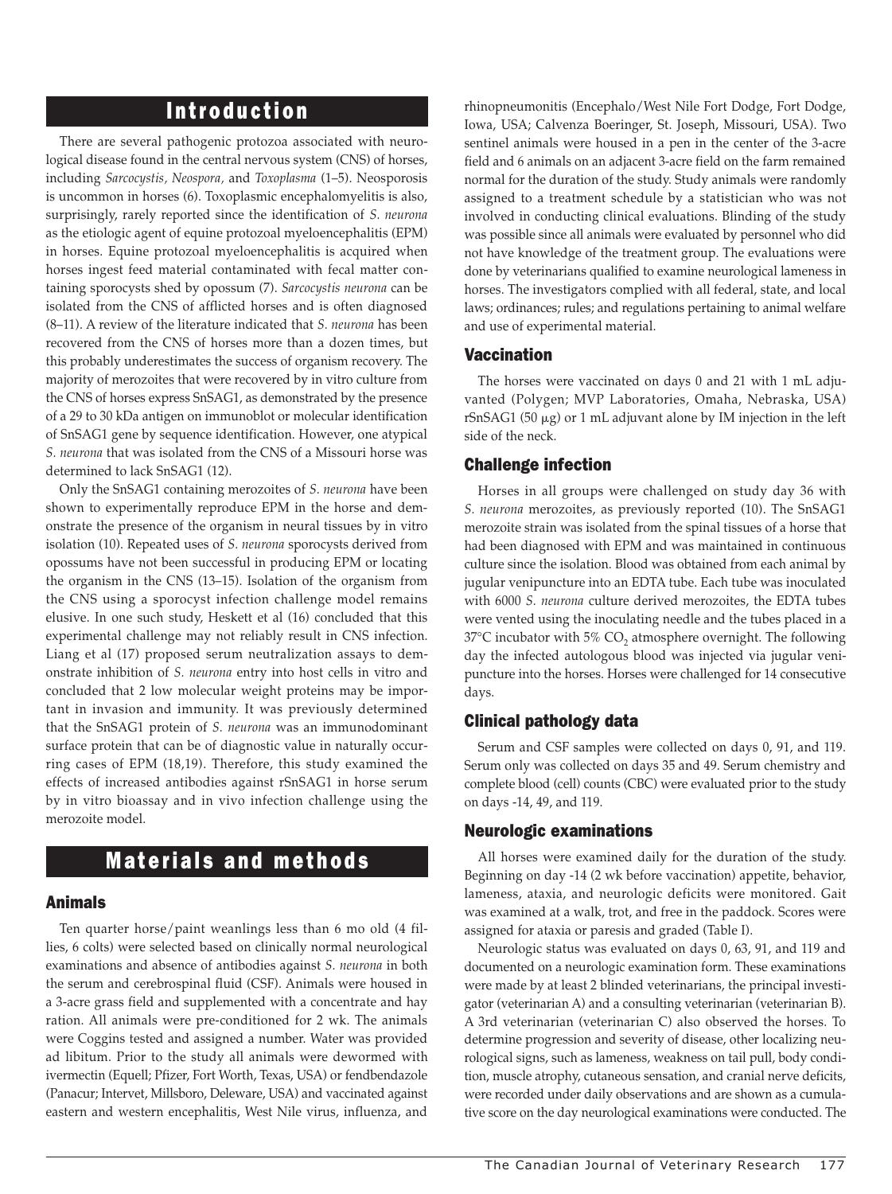## Introduction

There are several pathogenic protozoa associated with neurological disease found in the central nervous system (CNS) of horses, including *Sarcocystis*, *Neospora*, and *Toxoplasma* (1–5). Neosporosis is uncommon in horses (6). Toxoplasmic encephalomyelitis is also, surprisingly, rarely reported since the identification of *S. neurona* as the etiologic agent of equine protozoal myeloencephalitis (EPM) in horses. Equine protozoal myeloencephalitis is acquired when horses ingest feed material contaminated with fecal matter containing sporocysts shed by opossum (7). *Sarcocystis neurona* can be isolated from the CNS of afflicted horses and is often diagnosed (8–11). A review of the literature indicated that *S. neurona* has been recovered from the CNS of horses more than a dozen times, but this probably underestimates the success of organism recovery. The majority of merozoites that were recovered by in vitro culture from the CNS of horses express SnSAG1, as demonstrated by the presence of a 29 to 30 kDa antigen on immunoblot or molecular identification of SnSAG1 gene by sequence identification. However, one atypical *S. neurona* that was isolated from the CNS of a Missouri horse was determined to lack SnSAG1 (12).

Only the SnSAG1 containing merozoites of *S. neurona* have been shown to experimentally reproduce EPM in the horse and demonstrate the presence of the organism in neural tissues by in vitro isolation (10). Repeated uses of *S. neurona* sporocysts derived from opossums have not been successful in producing EPM or locating the organism in the CNS (13–15). Isolation of the organism from the CNS using a sporocyst infection challenge model remains elusive. In one such study, Heskett et al (16) concluded that this experimental challenge may not reliably result in CNS infection. Liang et al (17) proposed serum neutralization assays to demonstrate inhibition of *S. neurona* entry into host cells in vitro and concluded that 2 low molecular weight proteins may be important in invasion and immunity. It was previously determined that the SnSAG1 protein of *S. neurona* was an immunodominant surface protein that can be of diagnostic value in naturally occurring cases of EPM (18,19). Therefore, this study examined the effects of increased antibodies against rSnSAG1 in horse serum by in vitro bioassay and in vivo infection challenge using the merozoite model.

## Materials and methods

### Animals

Ten quarter horse/paint weanlings less than 6 mo old (4 fillies, 6 colts) were selected based on clinically normal neurological examinations and absence of antibodies against *S. neurona* in both the serum and cerebrospinal fluid (CSF). Animals were housed in a 3-acre grass field and supplemented with a concentrate and hay ration. All animals were pre-conditioned for 2 wk. The animals were Coggins tested and assigned a number. Water was provided ad libitum. Prior to the study all animals were dewormed with ivermectin (Equell; Pfizer, Fort Worth, Texas, USA) or fendbendazole (Panacur; Intervet, Millsboro, Deleware, USA) and vaccinated against eastern and western encephalitis, West Nile virus, influenza, and rhinopneumonitis (Encephalo/West Nile Fort Dodge, Fort Dodge, Iowa, USA; Calvenza Boeringer, St. Joseph, Missouri, USA). Two sentinel animals were housed in a pen in the center of the 3-acre field and 6 animals on an adjacent 3-acre field on the farm remained normal for the duration of the study. Study animals were randomly assigned to a treatment schedule by a statistician who was not involved in conducting clinical evaluations. Blinding of the study was possible since all animals were evaluated by personnel who did not have knowledge of the treatment group. The evaluations were done by veterinarians qualified to examine neurological lameness in horses. The investigators complied with all federal, state, and local laws; ordinances; rules; and regulations pertaining to animal welfare and use of experimental material.

### Vaccination

The horses were vaccinated on days 0 and 21 with 1 mL adjuvanted (Polygen; MVP Laboratories, Omaha, Nebraska, USA) rSnSAG1 (50 μg) or 1 mL adjuvant alone by IM injection in the left side of the neck.

### Challenge infection

Horses in all groups were challenged on study day 36 with *S. neurona* merozoites, as previously reported (10). The SnSAG1 merozoite strain was isolated from the spinal tissues of a horse that had been diagnosed with EPM and was maintained in continuous culture since the isolation. Blood was obtained from each animal by jugular venipuncture into an EDTA tube. Each tube was inoculated with 6000 *S. neurona* culture derived merozoites, the EDTA tubes were vented using the inoculating needle and the tubes placed in a 37°C incubator with 5% $CO_2$ atmosphere overnight. The following day the infected autologous blood was injected via jugular venipuncture into the horses. Horses were challenged for 14 consecutive days.

### Clinical pathology data

Serum and CSF samples were collected on days 0, 91, and 119. Serum only was collected on days 35 and 49. Serum chemistry and complete blood (cell) counts (CBC) were evaluated prior to the study on days -14, 49, and 119.

### Neurologic examinations

All horses were examined daily for the duration of the study. Beginning on day -14 (2 wk before vaccination) appetite, behavior, lameness, ataxia, and neurologic deficits were monitored. Gait was examined at a walk, trot, and free in the paddock. Scores were assigned for ataxia or paresis and graded (Table I).

Neurologic status was evaluated on days 0, 63, 91, and 119 and documented on a neurologic examination form. These examinations were made by at least 2 blinded veterinarians, the principal investigator (veterinarian A) and a consulting veterinarian (veterinarian B). A 3rd veterinarian (veterinarian C) also observed the horses. To determine progression and severity of disease, other localizing neurological signs, such as lameness, weakness on tail pull, body condition, muscle atrophy, cutaneous sensation, and cranial nerve deficits, were recorded under daily observations and are shown as a cumulative score on the day neurological examinations were conducted. The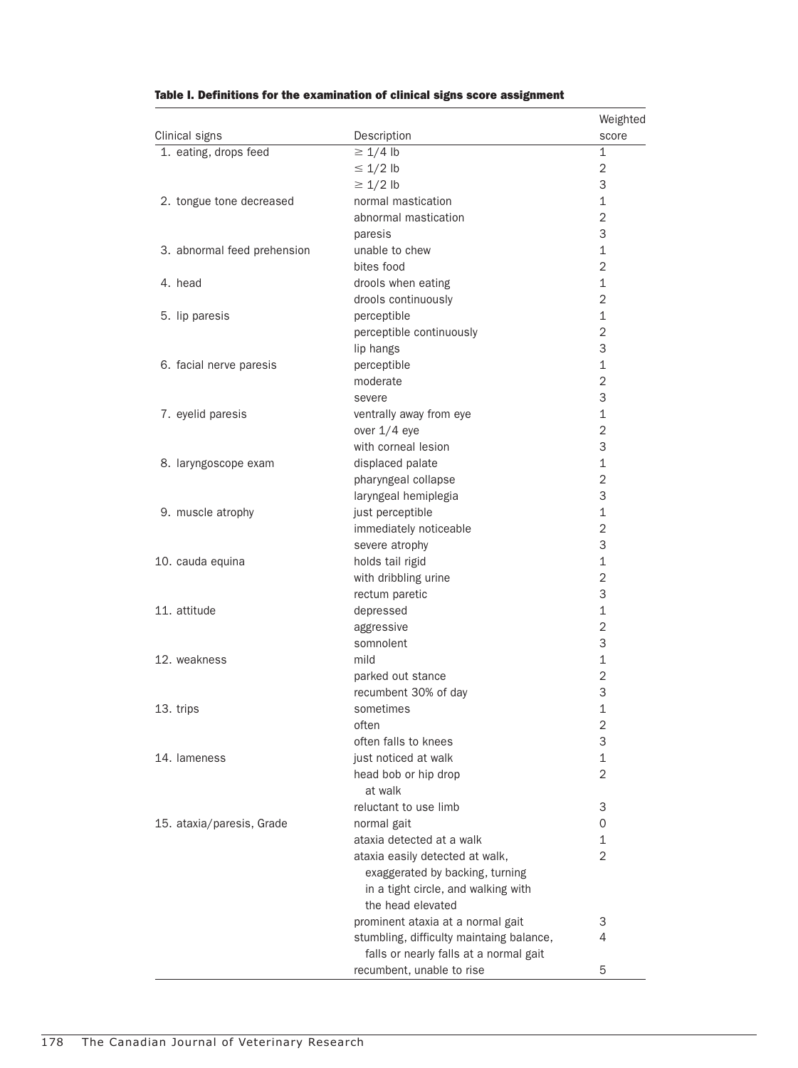**Table I. Definitions for the examination of clinical signs score assignment**

| Clinical signs | Description | Weighted score |
|---|---|---|
| 1. eating, drops feed | ≥ 1/4 lb | 1 |
| | ≤ 1/2 lb | 2 |
| | ≥ 1/2 lb | 3 |
| 2. tongue tone decreased | normal mastication | 1 |
| | abnormal mastication | 2 |
| | paresis | 3 |
| 3. abnormal feed prehension | unable to chew | 1 |
| | bites food | 2 |
| 4. head | drools when eating | 1 |
| | drools continuously | 2 |
| 5. lip paresis | perceptible | 1 |
| | perceptible continuously | 2 |
| | lip hangs | 3 |
| 6. facial nerve paresis | perceptible | 1 |
| | moderate | 2 |
| | severe | 3 |
| 7. eyelid paresis | ventrally away from eye | 1 |
| | over 1/4 eye | 2 |
| | with corneal lesion | 3 |
| 8. laryngoscope exam | displaced palate | 1 |
| | pharyngeal collapse | 2 |
| | laryngeal hemiplegia | 3 |
| 9. muscle atrophy | just perceptible | 1 |
| | immediately noticeable | 2 |
| | severe atrophy | 3 |
| 10. cauda equina | holds tail rigid | 1 |
| | with dribbling urine | 2 |
| | rectum paretic | 3 |
| 11. attitude | depressed | 1 |
| | aggressive | 2 |
| | somnolent | 3 |
| 12. weakness | mild | 1 |
| | parked out stance | 2 |
| | recumbent 30% of day | 3 |
| 13. trips | sometimes | 1 |
| | often | 2 |
| | often falls to knees | 3 |
| 14. lameness | just noticed at walk | 1 |
| | head bob or hip drop at walk | 2 |
| | reluctant to use limb | 3 |
| 15. ataxia/paresis, Grade | normal gait | 0 |
| | ataxia detected at a walk | 1 |
| | ataxia easily detected at walk, exaggerated by backing, turning in a tight circle, and walking with the head elevated | 2 |
| | prominent ataxia at a normal gait | 3 |
| | stumbling, difficulty maintaing balance, falls or nearly falls at a normal gait | 4 |
| | recumbent, unable to rise | 5 |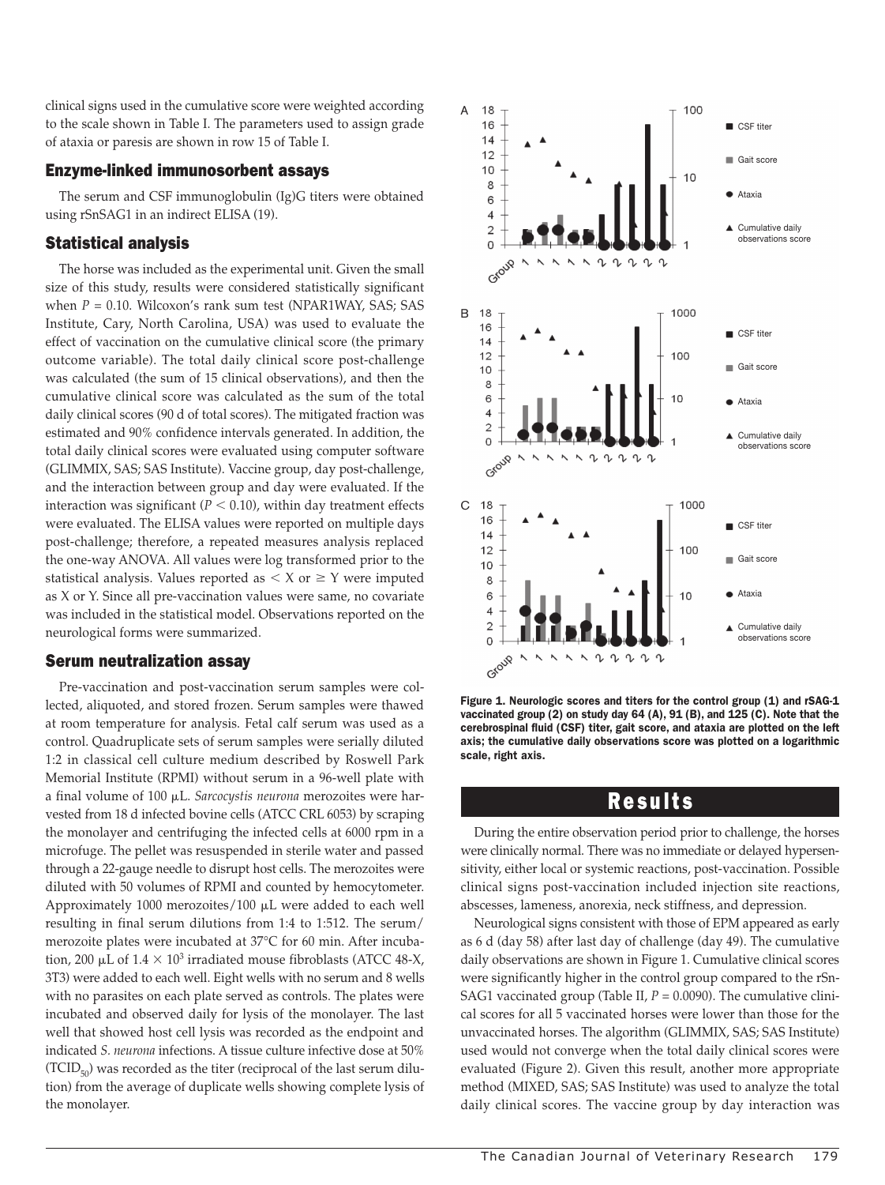clinical signs used in the cumulative score were weighted according to the scale shown in Table I. The parameters used to assign grade of ataxia or paresis are shown in row 15 of Table I.

## Enzyme-linked immunosorbent assays

The serum and CSF immunoglobulin (Ig)G titers were obtained using rSnSAG1 in an indirect ELISA (19).

## Statistical analysis

The horse was included as the experimental unit. Given the small size of this study, results were considered statistically significant when $P = 0.10$. Wilcoxon's rank sum test (NPAR1WAY, SAS; SAS Institute, Cary, North Carolina, USA) was used to evaluate the effect of vaccination on the cumulative clinical score (the primary outcome variable). The total daily clinical score post-challenge was calculated (the sum of 15 clinical observations), and then the cumulative clinical score was calculated as the sum of the total daily clinical scores (90 d of total scores). The mitigated fraction was estimated and 90% confidence intervals generated. In addition, the total daily clinical scores were evaluated using computer software (GLIMMIX, SAS; SAS Institute). Vaccine group, day post-challenge, and the interaction between group and day were evaluated. If the interaction was significant ($P < 0.10$), within day treatment effects were evaluated. The ELISA values were reported on multiple days post-challenge; therefore, a repeated measures analysis replaced the one-way ANOVA. All values were log transformed prior to the statistical analysis. Values reported as $< X$ or $\geq Y$ were imputed as X or Y. Since all pre-vaccination values were same, no covariate was included in the statistical model. Observations reported on the neurological forms were summarized.

## Serum neutralization assay

Pre-vaccination and post-vaccination serum samples were collected, aliquoted, and stored frozen. Serum samples were thawed at room temperature for analysis. Fetal calf serum was used as a control. Quadruplicate sets of serum samples were serially diluted 1:2 in classical cell culture medium described by Roswell Park Memorial Institute (RPMI) without serum in a 96-well plate with a final volume of 100 μL. *Sarcocystis neurona* merozoites were harvested from 18 d infected bovine cells (ATCC CRL 6053) by scraping the monolayer and centrifuging the infected cells at 6000 rpm in a microfuge. The pellet was resuspended in sterile water and passed through a 22-gauge needle to disrupt host cells. The merozoites were diluted with 50 volumes of RPMI and counted by hemocytometer. Approximately 1000 merozoites/100 μL were added to each well resulting in final serum dilutions from 1:4 to 1:512. The serum/merozoite plates were incubated at 37°C for 60 min. After incubation, 200 μL of $1.4 \times 10^3$ irradiated mouse fibroblasts (ATCC 48-X, 3T3) were added to each well. Eight wells with no serum and 8 wells with no parasites on each plate served as controls. The plates were incubated and observed daily for lysis of the monolayer. The last well that showed host cell lysis was recorded as the endpoint and indicated *S. neurona* infections. A tissue culture infective dose at 50% ($TCID_{50}$) was recorded as the titer (reciprocal of the last serum dilution) from the average of duplicate wells showing complete lysis of the monolayer.

**Figure 1. Neurologic scores and titers for the control group (1) and rSAG-1 vaccinated group (2) on study day 64 (A), 91 (B), and 125 (C). Note that the cerebrospinal fluid (CSF) titer, gait score, and ataxia are plotted on the left axis; the cumulative daily observations score was plotted on a logarithmic scale, right axis.**

# Results

During the entire observation period prior to challenge, the horses were clinically normal. There was no immediate or delayed hypersensitivity, either local or systemic reactions, post-vaccination. Possible clinical signs post-vaccination included injection site reactions, abscesses, lameness, anorexia, neck stiffness, and depression.

Neurological signs consistent with those of EPM appeared as early as 6 d (day 58) after last day of challenge (day 49). The cumulative daily observations are shown in Figure 1. Cumulative clinical scores were significantly higher in the control group compared to the rSnSAG1 vaccinated group (Table II, $P = 0.0090$). The cumulative clinical scores for all 5 vaccinated horses were lower than those for the unvaccinated horses. The algorithm (GLIMMIX, SAS; SAS Institute) used would not converge when the total daily clinical scores were evaluated (Figure 2). Given this result, another more appropriate method (MIXED, SAS; SAS Institute) was used to analyze the total daily clinical scores. The vaccine group by day interaction was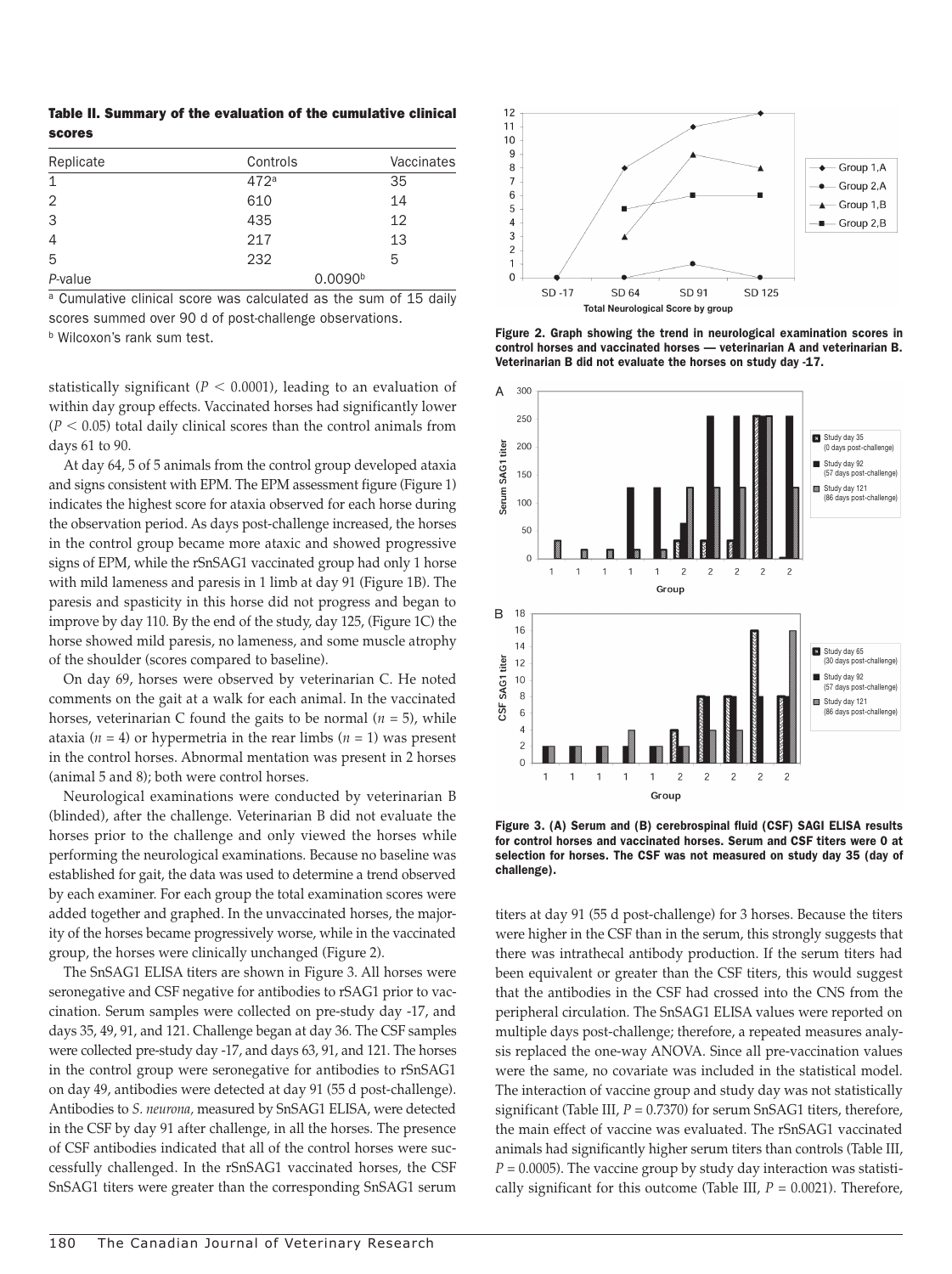**Table II. Summary of the evaluation of the cumulative clinical scores**

| Replicate | Controls | Vaccinates |
|---|---|---|
| 1 | 472[a] | 35 |
| 2 | 610 | 14 |
| 3 | 435 | 12 |
| 4 | 217 | 13 |
| 5 | 232 | 5 |
| *P*-value | 0.0090[b] | |

[a] Cumulative clinical score was calculated as the sum of 15 daily scores summed over 90 d of post-challenge observations.
[b] Wilcoxon's rank sum test.

statistically significant ($P < 0.0001$), leading to an evaluation of within day group effects. Vaccinated horses had significantly lower ($P < 0.05$) total daily clinical scores than the control animals from days 61 to 90.

At day 64, 5 of 5 animals from the control group developed ataxia and signs consistent with EPM. The EPM assessment figure (Figure 1) indicates the highest score for ataxia observed for each horse during the observation period. As days post-challenge increased, the horses in the control group became more ataxic and showed progressive signs of EPM, while the rSnSAG1 vaccinated group had only 1 horse with mild lameness and paresis in 1 limb at day 91 (Figure 1B). The paresis and spasticity in this horse did not progress and began to improve by day 110. By the end of the study, day 125, (Figure 1C) the horse showed mild paresis, no lameness, and some muscle atrophy of the shoulder (scores compared to baseline).

On day 69, horses were observed by veterinarian C. He noted comments on the gait at a walk for each animal. In the vaccinated horses, veterinarian C found the gaits to be normal ($n = 5$), while ataxia ($n = 4$) or hypermetria in the rear limbs ($n = 1$) was present in the control horses. Abnormal mentation was present in 2 horses (animal 5 and 8); both were control horses.

Neurological examinations were conducted by veterinarian B (blinded), after the challenge. Veterinarian B did not evaluate the horses prior to the challenge and only viewed the horses while performing the neurological examinations. Because no baseline was established for gait, the data was used to determine a trend observed by each examiner. For each group the total examination scores were added together and graphed. In the unvaccinated horses, the majority of the horses became progressively worse, while in the vaccinated group, the horses were clinically unchanged (Figure 2).

The SnSAG1 ELISA titers are shown in Figure 3. All horses were seronegative and CSF negative for antibodies to rSAG1 prior to vaccination. Serum samples were collected on pre-study day -17, and days 35, 49, 91, and 121. Challenge began at day 36. The CSF samples were collected pre-study day -17, and days 63, 91, and 121. The horses in the control group were seronegative for antibodies to rSnSAG1 on day 49, antibodies were detected at day 91 (55 d post-challenge). Antibodies to *S. neurona,* measured by SnSAG1 ELISA, were detected in the CSF by day 91 after challenge, in all the horses. The presence of CSF antibodies indicated that all of the control horses were successfully challenged. In the rSnSAG1 vaccinated horses, the CSF SnSAG1 titers were greater than the corresponding SnSAG1 serum titers at day 91 (55 d post-challenge) for 3 horses. Because the titers were higher in the CSF than in the serum, this strongly suggests that there was intrathecal antibody production. If the serum titers had been equivalent or greater than the CSF titers, this would suggest that the antibodies in the CSF had crossed into the CNS from the peripheral circulation. The SnSAG1 ELISA values were reported on multiple days post-challenge; therefore, a repeated measures analysis replaced the one-way ANOVA. Since all pre-vaccination values were the same, no covariate was included in the statistical model. The interaction of vaccine group and study day was not statistically significant (Table III, $P = 0.7370$) for serum SnSAG1 titers, therefore, the main effect of vaccine was evaluated. The rSnSAG1 vaccinated animals had significantly higher serum titers than controls (Table III, $P = 0.0005$). The vaccine group by study day interaction was statistically significant for this outcome (Table III, $P = 0.0021$). Therefore,

**Figure 2. Graph showing the trend in neurological examination scores in control horses and vaccinated horses — veterinarian A and veterinarian B. Veterinarian B did not evaluate the horses on study day -17.**

**Figure 3. (A) Serum and (B) cerebrospinal fluid (CSF) SAGI ELISA results for control horses and vaccinated horses. Serum and CSF titers were 0 at selection for horses. The CSF was not measured on study day 35 (day of challenge).**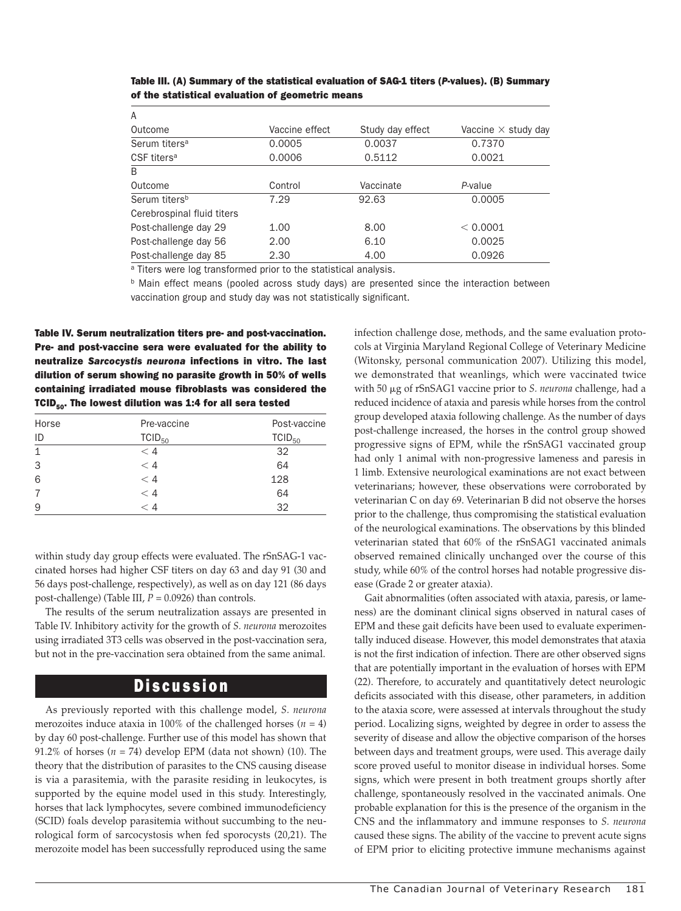**Table III. (A) Summary of the statistical evaluation of SAG-1 titers (*P*-values). (B) Summary of the statistical evaluation of geometric means**

| A | | | |
|---|---|---|---|
| Outcome | Vaccine effect | Study day effect | Vaccine × study day |
| Serum titers[a] | 0.0005 | 0.0037 | 0.7370 |
| CSF titers[a] | 0.0006 | 0.5112 | 0.0021 |
| **B** | | | |
| Outcome | Control | Vaccinate | *P*-value |
| Serum titers[b] | 7.29 | 92.63 | 0.0005 |
| Cerebrospinal fluid titers | | | |
| Post-challenge day 29 | 1.00 | 8.00 | < 0.0001 |
| Post-challenge day 56 | 2.00 | 6.10 | 0.0025 |
| Post-challenge day 85 | 2.30 | 4.00 | 0.0926 |

[a] Titers were log transformed prior to the statistical analysis.

[b] Main effect means (pooled across study days) are presented since the interaction between vaccination group and study day was not statistically significant.

**Table IV. Serum neutralization titers pre- and post-vaccination. Pre- and post-vaccine sera were evaluated for the ability to neutralize *Sarcocystis neurona* infections in vitro. The last dilution of serum showing no parasite growth in 50% of wells containing irradiated mouse fibroblasts was considered the $TCID_{50}$. The lowest dilution was 1:4 for all sera tested**

| Horse ID | Pre-vaccine $TCID_{50}$ | Post-vaccine $TCID_{50}$ |
|---|---|---|
| 1 | < 4 | 32 |
| 3 | < 4 | 64 |
| 6 | < 4 | 128 |
| 7 | < 4 | 64 |
| 9 | < 4 | 32 |

within study day group effects were evaluated. The rSnSAG-1 vaccinated horses had higher CSF titers on day 63 and day 91 (30 and 56 days post-challenge, respectively), as well as on day 121 (86 days post-challenge) (Table III, $P = 0.0926$) than controls.

The results of the serum neutralization assays are presented in Table IV. Inhibitory activity for the growth of *S. neurona* merozoites using irradiated 3T3 cells was observed in the post-vaccination sera, but not in the pre-vaccination sera obtained from the same animal.

## Discussion

As previously reported with this challenge model, *S. neurona* merozoites induce ataxia in 100% of the challenged horses ($n = 4$) by day 60 post-challenge. Further use of this model has shown that 91.2% of horses ($n = 74$) develop EPM (data not shown) (10). The theory that the distribution of parasites to the CNS causing disease is via a parasitemia, with the parasite residing in leukocytes, is supported by the equine model used in this study. Interestingly, horses that lack lymphocytes, severe combined immunodeficiency (SCID) foals develop parasitemia without succumbing to the neurological form of sarcocystosis when fed sporocysts (20,21). The merozoite model has been successfully reproduced using the same infection challenge dose, methods, and the same evaluation protocols at Virginia Maryland Regional College of Veterinary Medicine (Witonsky, personal communication 2007). Utilizing this model, we demonstrated that weanlings, which were vaccinated twice with 50 μg of rSnSAG1 vaccine prior to *S. neurona* challenge, had a reduced incidence of ataxia and paresis while horses from the control group developed ataxia following challenge. As the number of days post-challenge increased, the horses in the control group showed progressive signs of EPM, while the rSnSAG1 vaccinated group had only 1 animal with non-progressive lameness and paresis in 1 limb. Extensive neurological examinations are not exact between veterinarians; however, these observations were corroborated by veterinarian C on day 69. Veterinarian B did not observe the horses prior to the challenge, thus compromising the statistical evaluation of the neurological examinations. The observations by this blinded veterinarian stated that 60% of the rSnSAG1 vaccinated animals observed remained clinically unchanged over the course of this study, while 60% of the control horses had notable progressive disease (Grade 2 or greater ataxia).

Gait abnormalities (often associated with ataxia, paresis, or lameness) are the dominant clinical signs observed in natural cases of EPM and these gait deficits have been used to evaluate experimentally induced disease. However, this model demonstrates that ataxia is not the first indication of infection. There are other observed signs that are potentially important in the evaluation of horses with EPM (22). Therefore, to accurately and quantitatively detect neurologic deficits associated with this disease, other parameters, in addition to the ataxia score, were assessed at intervals throughout the study period. Localizing signs, weighted by degree in order to assess the severity of disease and allow the objective comparison of the horses between days and treatment groups, were used. This average daily score proved useful to monitor disease in individual horses. Some signs, which were present in both treatment groups shortly after challenge, spontaneously resolved in the vaccinated animals. One probable explanation for this is the presence of the organism in the CNS and the inflammatory and immune responses to *S. neurona* caused these signs. The ability of the vaccine to prevent acute signs of EPM prior to eliciting protective immune mechanisms against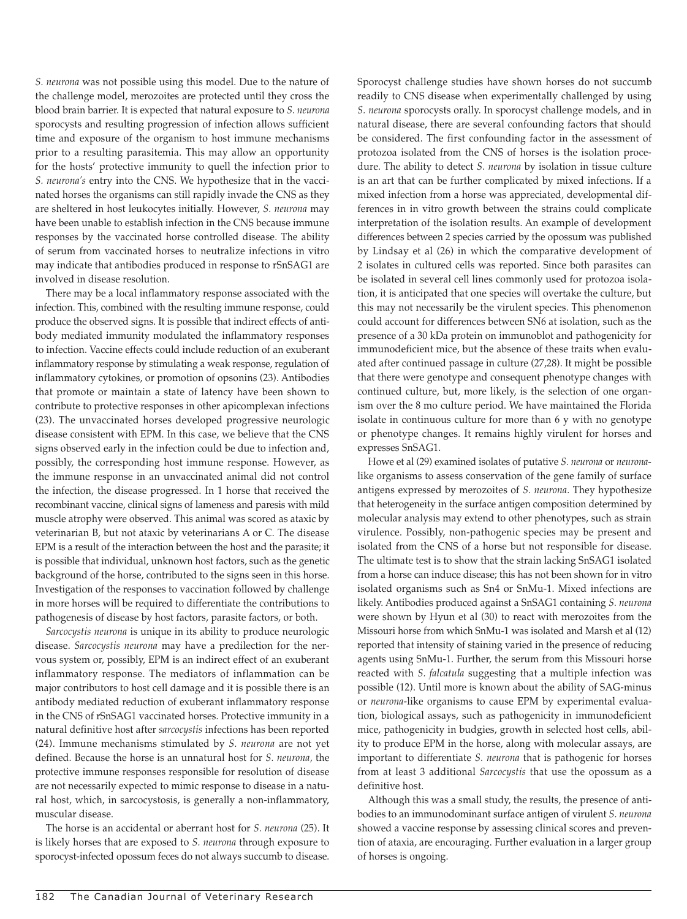*S. neurona* was not possible using this model. Due to the nature of the challenge model, merozoites are protected until they cross the blood brain barrier. It is expected that natural exposure to *S. neurona* sporocysts and resulting progression of infection allows sufficient time and exposure of the organism to host immune mechanisms prior to a resulting parasitemia. This may allow an opportunity for the hosts' protective immunity to quell the infection prior to *S. neurona's* entry into the CNS. We hypothesize that in the vaccinated horses the organisms can still rapidly invade the CNS as they are sheltered in host leukocytes initially. However, *S. neurona* may have been unable to establish infection in the CNS because immune responses by the vaccinated horse controlled disease. The ability of serum from vaccinated horses to neutralize infections in vitro may indicate that antibodies produced in response to rSnSAG1 are involved in disease resolution.

There may be a local inflammatory response associated with the infection. This, combined with the resulting immune response, could produce the observed signs. It is possible that indirect effects of antibody mediated immunity modulated the inflammatory responses to infection. Vaccine effects could include reduction of an exuberant inflammatory response by stimulating a weak response, regulation of inflammatory cytokines, or promotion of opsonins (23). Antibodies that promote or maintain a state of latency have been shown to contribute to protective responses in other apicomplexan infections (23). The unvaccinated horses developed progressive neurologic disease consistent with EPM. In this case, we believe that the CNS signs observed early in the infection could be due to infection and, possibly, the corresponding host immune response. However, as the immune response in an unvaccinated animal did not control the infection, the disease progressed. In 1 horse that received the recombinant vaccine, clinical signs of lameness and paresis with mild muscle atrophy were observed. This animal was scored as ataxic by veterinarian B, but not ataxic by veterinarians A or C. The disease EPM is a result of the interaction between the host and the parasite; it is possible that individual, unknown host factors, such as the genetic background of the horse, contributed to the signs seen in this horse. Investigation of the responses to vaccination followed by challenge in more horses will be required to differentiate the contributions to pathogenesis of disease by host factors, parasite factors, or both.

*Sarcocystis neurona* is unique in its ability to produce neurologic disease. *Sarcocystis neurona* may have a predilection for the nervous system or, possibly, EPM is an indirect effect of an exuberant inflammatory response. The mediators of inflammation can be major contributors to host cell damage and it is possible there is an antibody mediated reduction of exuberant inflammatory response in the CNS of rSnSAG1 vaccinated horses. Protective immunity in a natural definitive host after *sarcocystis* infections has been reported (24). Immune mechanisms stimulated by *S. neurona* are not yet defined. Because the horse is an unnatural host for *S. neurona,* the protective immune responses responsible for resolution of disease are not necessarily expected to mimic response to disease in a natural host, which, in sarcocystosis, is generally a non-inflammatory, muscular disease.

The horse is an accidental or aberrant host for *S. neurona* (25). It is likely horses that are exposed to *S. neurona* through exposure to sporocyst-infected opossum feces do not always succumb to disease. Sporocyst challenge studies have shown horses do not succumb readily to CNS disease when experimentally challenged by using *S. neurona* sporocysts orally. In sporocyst challenge models, and in natural disease, there are several confounding factors that should be considered. The first confounding factor in the assessment of protozoa isolated from the CNS of horses is the isolation procedure. The ability to detect *S. neurona* by isolation in tissue culture is an art that can be further complicated by mixed infections. If a mixed infection from a horse was appreciated, developmental differences in in vitro growth between the strains could complicate interpretation of the isolation results. An example of development differences between 2 species carried by the opossum was published by Lindsay et al (26) in which the comparative development of 2 isolates in cultured cells was reported. Since both parasites can be isolated in several cell lines commonly used for protozoa isolation, it is anticipated that one species will overtake the culture, but this may not necessarily be the virulent species. This phenomenon could account for differences between SN6 at isolation, such as the presence of a 30 kDa protein on immunoblot and pathogenicity for immunodeficient mice, but the absence of these traits when evaluated after continued passage in culture (27,28). It might be possible that there were genotype and consequent phenotype changes with continued culture, but, more likely, is the selection of one organism over the 8 mo culture period. We have maintained the Florida isolate in continuous culture for more than 6 y with no genotype or phenotype changes. It remains highly virulent for horses and expresses SnSAG1.

Howe et al (29) examined isolates of putative *S. neurona* or *neurona*-like organisms to assess conservation of the gene family of surface antigens expressed by merozoites of *S. neurona.* They hypothesize that heterogeneity in the surface antigen composition determined by molecular analysis may extend to other phenotypes, such as strain virulence. Possibly, non-pathogenic species may be present and isolated from the CNS of a horse but not responsible for disease. The ultimate test is to show that the strain lacking SnSAG1 isolated from a horse can induce disease; this has not been shown for in vitro isolated organisms such as Sn4 or SnMu-1. Mixed infections are likely. Antibodies produced against a SnSAG1 containing *S. neurona* were shown by Hyun et al (30) to react with merozoites from the Missouri horse from which SnMu-1 was isolated and Marsh et al (12) reported that intensity of staining varied in the presence of reducing agents using SnMu-1. Further, the serum from this Missouri horse reacted with *S. falcatula* suggesting that a multiple infection was possible (12). Until more is known about the ability of SAG-minus or *neurona*-like organisms to cause EPM by experimental evaluation, biological assays, such as pathogenicity in immunodeficient mice, pathogenicity in budgies, growth in selected host cells, ability to produce EPM in the horse, along with molecular assays, are important to differentiate *S. neurona* that is pathogenic for horses from at least 3 additional *Sarcocystis* that use the opossum as a definitive host.

Although this was a small study, the results, the presence of antibodies to an immunodominant surface antigen of virulent *S. neurona* showed a vaccine response by assessing clinical scores and prevention of ataxia, are encouraging. Further evaluation in a larger group of horses is ongoing.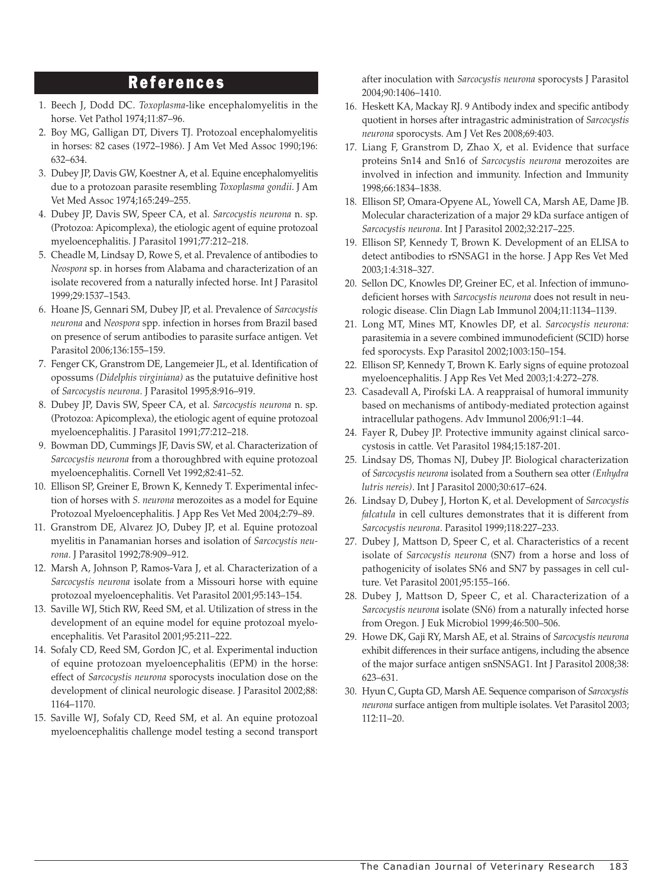## References

1. Beech J, Dodd DC. *Toxoplasma*-like encephalomyelitis in the horse. Vet Pathol 1974;11:87–96.
2. Boy MG, Galligan DT, Divers TJ. Protozoal encephalomyelitis in horses: 82 cases (1972–1986). J Am Vet Med Assoc 1990;196: 632–634.
3. Dubey JP, Davis GW, Koestner A, et al. Equine encephalomyelitis due to a protozoan parasite resembling *Toxoplasma gondii*. J Am Vet Med Assoc 1974;165:249–255.
4. Dubey JP, Davis SW, Speer CA, et al. *Sarcocystis neurona* n. sp. (Protozoa: Apicomplexa), the etiologic agent of equine protozoal myeloencephalitis. J Parasitol 1991;77:212–218.
5. Cheadle M, Lindsay D, Rowe S, et al. Prevalence of antibodies to *Neospora* sp. in horses from Alabama and characterization of an isolate recovered from a naturally infected horse. Int J Parasitol 1999;29:1537–1543.
6. Hoane JS, Gennari SM, Dubey JP, et al. Prevalence of *Sarcocystis neurona* and *Neospora* spp. infection in horses from Brazil based on presence of serum antibodies to parasite surface antigen. Vet Parasitol 2006;136:155–159.
7. Fenger CK, Granstrom DE, Langemeier JL, et al. Identification of opossums *(Didelphis virginiana)* as the putatuive definitive host of *Sarcocystis neurona*. J Parasitol 1995;8:916–919.
8. Dubey JP, Davis SW, Speer CA, et al. *Sarcocystis neurona* n. sp. (Protozoa: Apicomplexa), the etiologic agent of equine protozoal myeloencephalitis. J Parasitol 1991;77:212–218.
9. Bowman DD, Cummings JF, Davis SW, et al. Characterization of *Sarcocystis neurona* from a thoroughbred with equine protozoal myeloencephalitis. Cornell Vet 1992;82:41–52.
10. Ellison SP, Greiner E, Brown K, Kennedy T. Experimental infection of horses with *S. neurona* merozoites as a model for Equine Protozoal Myeloencephalitis. J App Res Vet Med 2004;2:79–89.
11. Granstrom DE, Alvarez JO, Dubey JP, et al. Equine protozoal myelitis in Panamanian horses and isolation of *Sarcocystis neurona*. J Parasitol 1992;78:909–912.
12. Marsh A, Johnson P, Ramos-Vara J, et al. Characterization of a *Sarcocystis neurona* isolate from a Missouri horse with equine protozoal myeloencephalitis. Vet Parasitol 2001;95:143–154.
13. Saville WJ, Stich RW, Reed SM, et al. Utilization of stress in the development of an equine model for equine protozoal myeloencephalitis. Vet Parasitol 2001;95:211–222.
14. Sofaly CD, Reed SM, Gordon JC, et al. Experimental induction of equine protozoan myeloencephalitis (EPM) in the horse: effect of *Sarcocystis neurona* sporocysts inoculation dose on the development of clinical neurologic disease. J Parasitol 2002;88: 1164–1170.
15. Saville WJ, Sofaly CD, Reed SM, et al. An equine protozoal myeloencephalitis challenge model testing a second transport after inoculation with *Sarcocystis neurona* sporocysts J Parasitol 2004;90:1406–1410.
16. Heskett KA, Mackay RJ. 9 Antibody index and specific antibody quotient in horses after intragastric administration of *Sarcocystis neurona* sporocysts. Am J Vet Res 2008;69:403.
17. Liang F, Granstrom D, Zhao X, et al. Evidence that surface proteins Sn14 and Sn16 of *Sarcocystis neurona* merozoites are involved in infection and immunity. Infection and Immunity 1998;66:1834–1838.
18. Ellison SP, Omara-Opyene AL, Yowell CA, Marsh AE, Dame JB. Molecular characterization of a major 29 kDa surface antigen of *Sarcocystis neurona*. Int J Parasitol 2002;32:217–225.
19. Ellison SP, Kennedy T, Brown K. Development of an ELISA to detect antibodies to rSNSAG1 in the horse. J App Res Vet Med 2003;1:4:318–327.
20. Sellon DC, Knowles DP, Greiner EC, et al. Infection of immunodeficient horses with *Sarcocystis neurona* does not result in neurologic disease. Clin Diagn Lab Immunol 2004;11:1134–1139.
21. Long MT, Mines MT, Knowles DP, et al. *Sarcocystis neurona:* parasitemia in a severe combined immunodeficient (SCID) horse fed sporocysts. Exp Parasitol 2002;1003:150–154.
22. Ellison SP, Kennedy T, Brown K. Early signs of equine protozoal myeloencephalitis. J App Res Vet Med 2003;1:4:272–278.
23. Casadevall A, Pirofski LA. A reappraisal of humoral immunity based on mechanisms of antibody-mediated protection against intracellular pathogens. Adv Immunol 2006;91:1–44.
24. Fayer R, Dubey JP. Protective immunity against clinical sarcocystosis in cattle. Vet Parasitol 1984;15:187-201.
25. Lindsay DS, Thomas NJ, Dubey JP. Biological characterization of *Sarcocystis neurona* isolated from a Southern sea otter *(Enhydra lutris nereis)*. Int J Parasitol 2000;30:617–624.
26. Lindsay D, Dubey J, Horton K, et al. Development of *Sarcocystis falcatula* in cell cultures demonstrates that it is different from *Sarcocystis neurona*. Parasitol 1999;118:227–233.
27. Dubey J, Mattson D, Speer C, et al. Characteristics of a recent isolate of *Sarcocystis neurona* (SN7) from a horse and loss of pathogenicity of isolates SN6 and SN7 by passages in cell culture. Vet Parasitol 2001;95:155–166.
28. Dubey J, Mattson D, Speer C, et al. Characterization of a *Sarcocystis neurona* isolate (SN6) from a naturally infected horse from Oregon. J Euk Microbiol 1999;46:500–506.
29. Howe DK, Gaji RY, Marsh AE, et al. Strains of *Sarcocystis neurona* exhibit differences in their surface antigens, including the absence of the major surface antigen snSNSAG1. Int J Parasitol 2008;38: 623–631.
30. Hyun C, Gupta GD, Marsh AE. Sequence comparison of *Sarcocystis neurona* surface antigen from multiple isolates. Vet Parasitol 2003; 112:11–20.